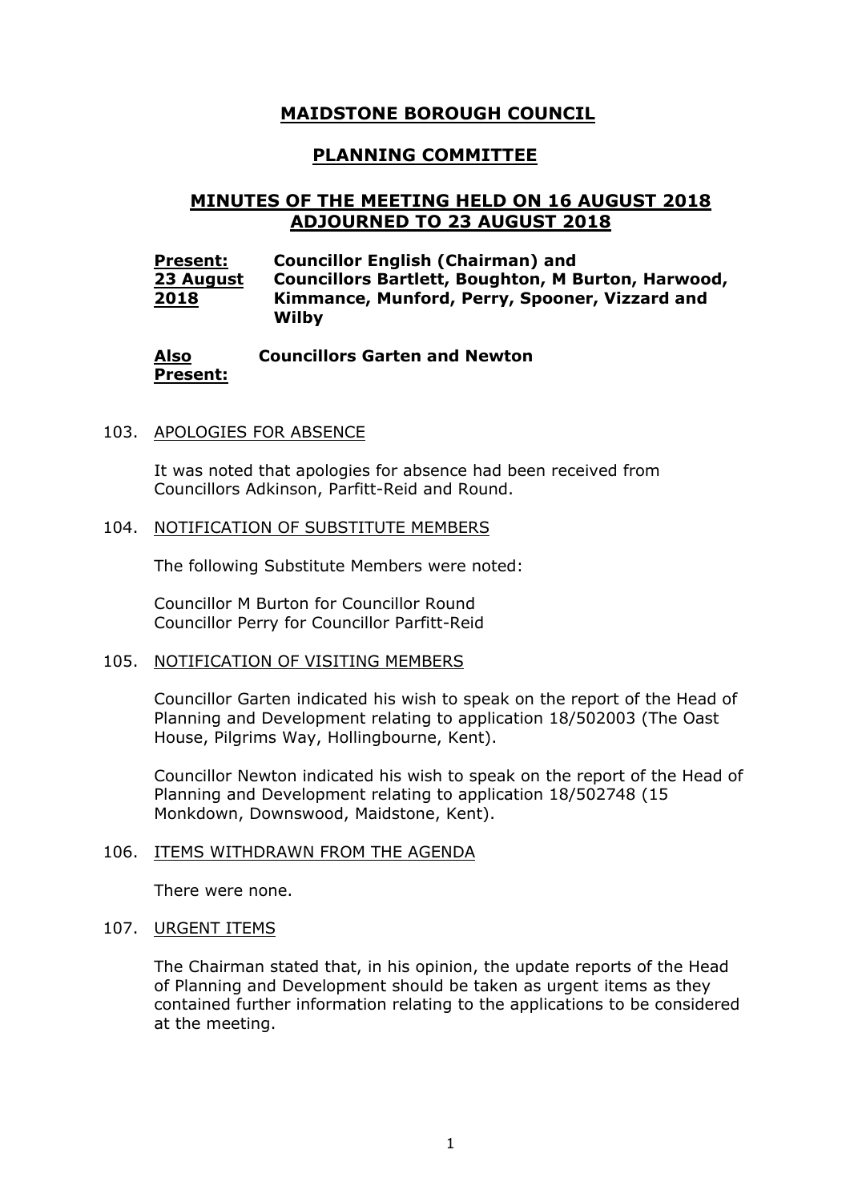# MAIDSTONE BOROUGH COUNCIL

## PLANNING COMMITTEE

## MINUTES OF THE MEETING HELD ON 16 AUGUST 2018 ADJOURNED TO 23 AUGUST 2018

**Present: 23 August 2018** **Councillor English (Chairman) and Councillors Bartlett, Boughton, M Burton, Harwood, Kimmance, Munford, Perry, Spooner, Vizzard and Wilby**

**Also Present:** **Councillors Garten and Newton**

103. APOLOGIES FOR ABSENCE

It was noted that apologies for absence had been received from Councillors Adkinson, Parfitt-Reid and Round.

104. NOTIFICATION OF SUBSTITUTE MEMBERS

The following Substitute Members were noted:

Councillor M Burton for Councillor Round
Councillor Perry for Councillor Parfitt-Reid

105. NOTIFICATION OF VISITING MEMBERS

Councillor Garten indicated his wish to speak on the report of the Head of Planning and Development relating to application 18/502003 (The Oast House, Pilgrims Way, Hollingbourne, Kent).

Councillor Newton indicated his wish to speak on the report of the Head of Planning and Development relating to application 18/502748 (15 Monkdown, Downswood, Maidstone, Kent).

106. ITEMS WITHDRAWN FROM THE AGENDA

There were none.

107. URGENT ITEMS

The Chairman stated that, in his opinion, the update reports of the Head of Planning and Development should be taken as urgent items as they contained further information relating to the applications to be considered at the meeting.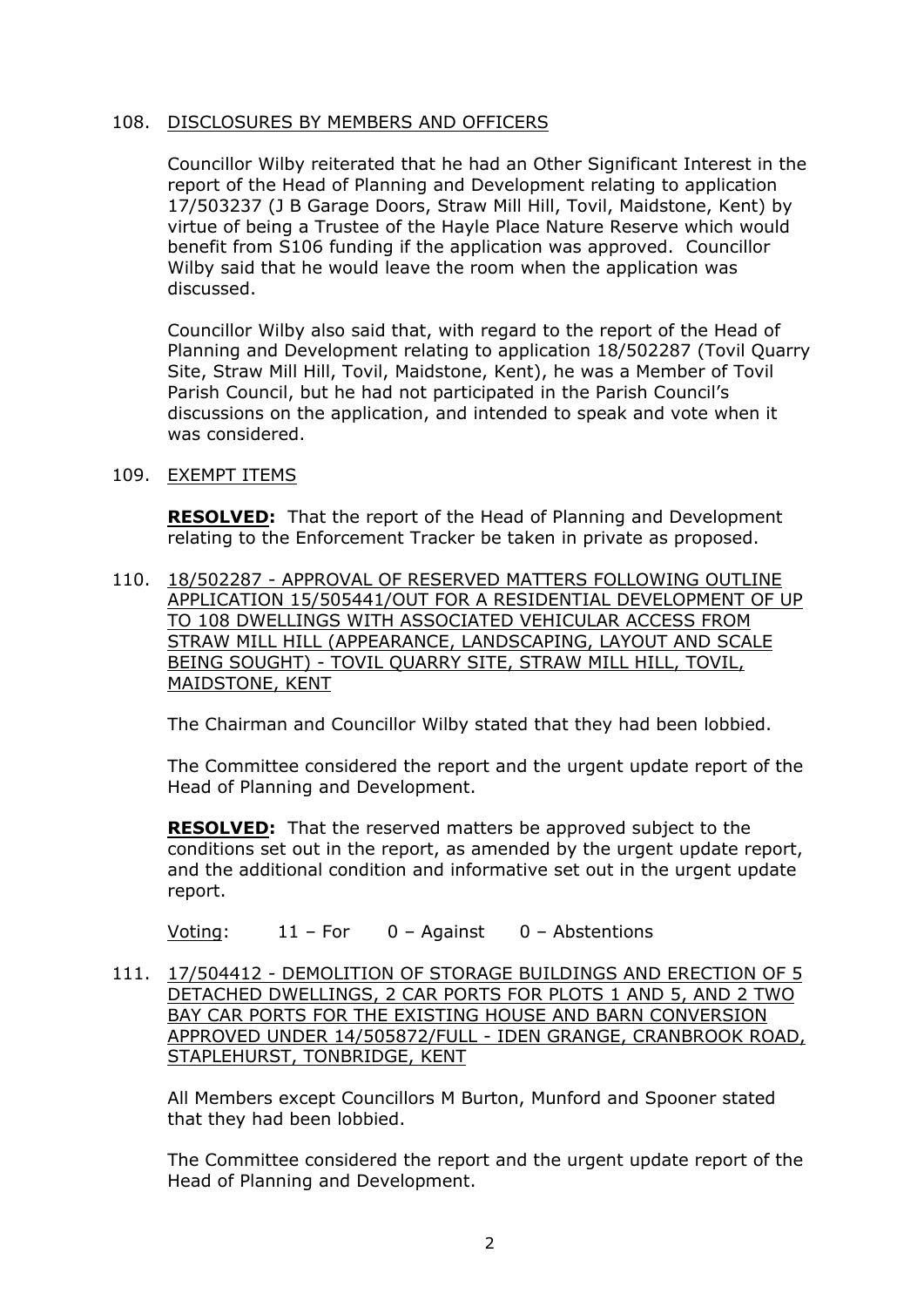108. DISCLOSURES BY MEMBERS AND OFFICERS

Councillor Wilby reiterated that he had an Other Significant Interest in the report of the Head of Planning and Development relating to application 17/503237 (J B Garage Doors, Straw Mill Hill, Tovil, Maidstone, Kent) by virtue of being a Trustee of the Hayle Place Nature Reserve which would benefit from S106 funding if the application was approved. Councillor Wilby said that he would leave the room when the application was discussed.

Councillor Wilby also said that, with regard to the report of the Head of Planning and Development relating to application 18/502287 (Tovil Quarry Site, Straw Mill Hill, Tovil, Maidstone, Kent), he was a Member of Tovil Parish Council, but he had not participated in the Parish Council's discussions on the application, and intended to speak and vote when it was considered.

109. EXEMPT ITEMS

**RESOLVED:** That the report of the Head of Planning and Development relating to the Enforcement Tracker be taken in private as proposed.

110. 18/502287 - APPROVAL OF RESERVED MATTERS FOLLOWING OUTLINE APPLICATION 15/505441/OUT FOR A RESIDENTIAL DEVELOPMENT OF UP TO 108 DWELLINGS WITH ASSOCIATED VEHICULAR ACCESS FROM STRAW MILL HILL (APPEARANCE, LANDSCAPING, LAYOUT AND SCALE BEING SOUGHT) - TOVIL QUARRY SITE, STRAW MILL HILL, TOVIL, MAIDSTONE, KENT

The Chairman and Councillor Wilby stated that they had been lobbied.

The Committee considered the report and the urgent update report of the Head of Planning and Development.

**RESOLVED:** That the reserved matters be approved subject to the conditions set out in the report, as amended by the urgent update report, and the additional condition and informative set out in the urgent update report.

Voting: 11 – For 0 – Against 0 – Abstentions

111. 17/504412 - DEMOLITION OF STORAGE BUILDINGS AND ERECTION OF 5 DETACHED DWELLINGS, 2 CAR PORTS FOR PLOTS 1 AND 5, AND 2 TWO BAY CAR PORTS FOR THE EXISTING HOUSE AND BARN CONVERSION APPROVED UNDER 14/505872/FULL - IDEN GRANGE, CRANBROOK ROAD, STAPLEHURST, TONBRIDGE, KENT

All Members except Councillors M Burton, Munford and Spooner stated that they had been lobbied.

The Committee considered the report and the urgent update report of the Head of Planning and Development.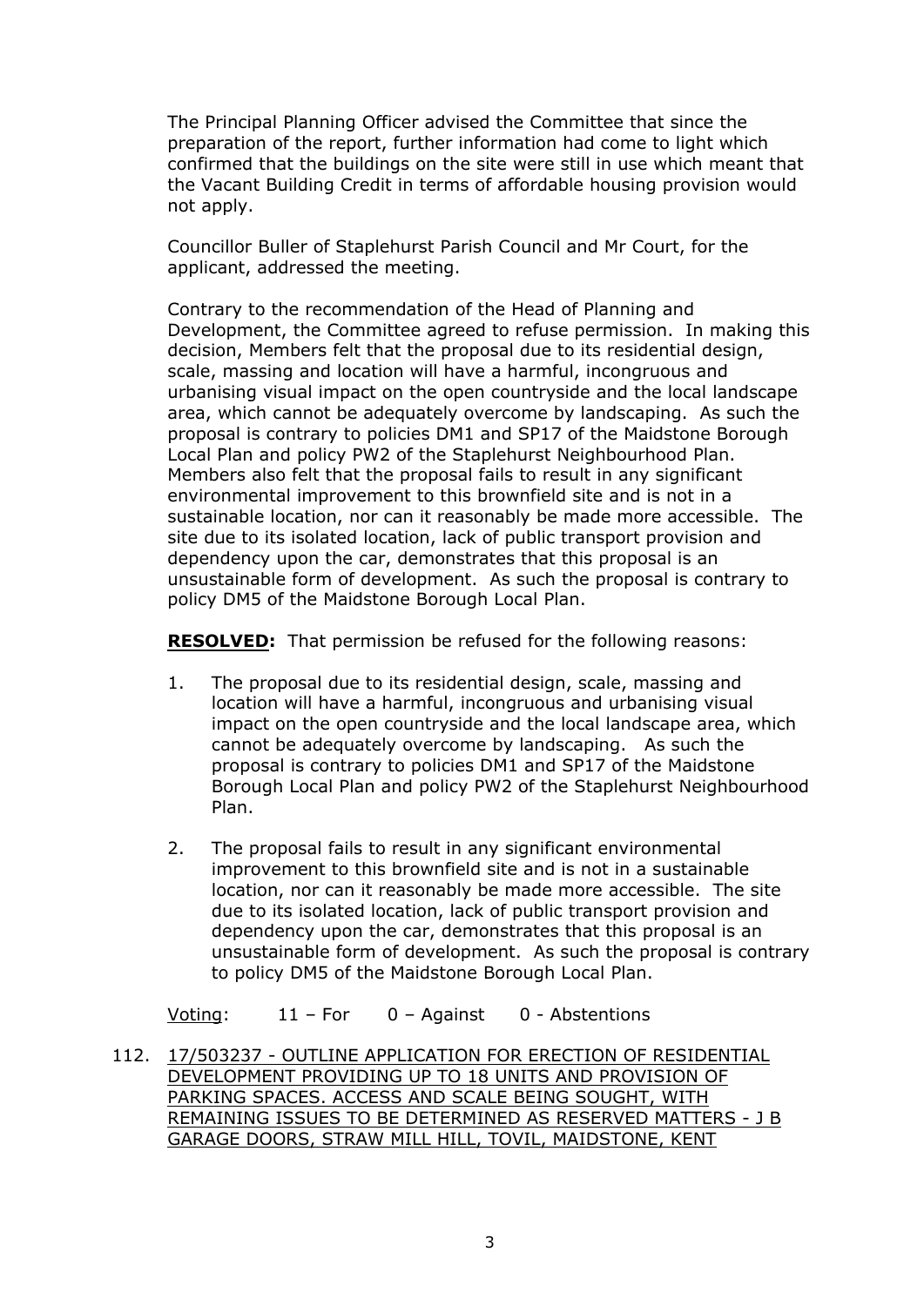The Principal Planning Officer advised the Committee that since the preparation of the report, further information had come to light which confirmed that the buildings on the site were still in use which meant that the Vacant Building Credit in terms of affordable housing provision would not apply.

Councillor Buller of Staplehurst Parish Council and Mr Court, for the applicant, addressed the meeting.

Contrary to the recommendation of the Head of Planning and Development, the Committee agreed to refuse permission. In making this decision, Members felt that the proposal due to its residential design, scale, massing and location will have a harmful, incongruous and urbanising visual impact on the open countryside and the local landscape area, which cannot be adequately overcome by landscaping. As such the proposal is contrary to policies DM1 and SP17 of the Maidstone Borough Local Plan and policy PW2 of the Staplehurst Neighbourhood Plan. Members also felt that the proposal fails to result in any significant environmental improvement to this brownfield site and is not in a sustainable location, nor can it reasonably be made more accessible. The site due to its isolated location, lack of public transport provision and dependency upon the car, demonstrates that this proposal is an unsustainable form of development. As such the proposal is contrary to policy DM5 of the Maidstone Borough Local Plan.

**RESOLVED:** That permission be refused for the following reasons:

1. The proposal due to its residential design, scale, massing and location will have a harmful, incongruous and urbanising visual impact on the open countryside and the local landscape area, which cannot be adequately overcome by landscaping. As such the proposal is contrary to policies DM1 and SP17 of the Maidstone Borough Local Plan and policy PW2 of the Staplehurst Neighbourhood Plan.

2. The proposal fails to result in any significant environmental improvement to this brownfield site and is not in a sustainable location, nor can it reasonably be made more accessible. The site due to its isolated location, lack of public transport provision and dependency upon the car, demonstrates that this proposal is an unsustainable form of development. As such the proposal is contrary to policy DM5 of the Maidstone Borough Local Plan.

Voting: 11 – For 0 – Against 0 - Abstentions

112. 17/503237 - OUTLINE APPLICATION FOR ERECTION OF RESIDENTIAL DEVELOPMENT PROVIDING UP TO 18 UNITS AND PROVISION OF PARKING SPACES. ACCESS AND SCALE BEING SOUGHT, WITH REMAINING ISSUES TO BE DETERMINED AS RESERVED MATTERS - J B GARAGE DOORS, STRAW MILL HILL, TOVIL, MAIDSTONE, KENT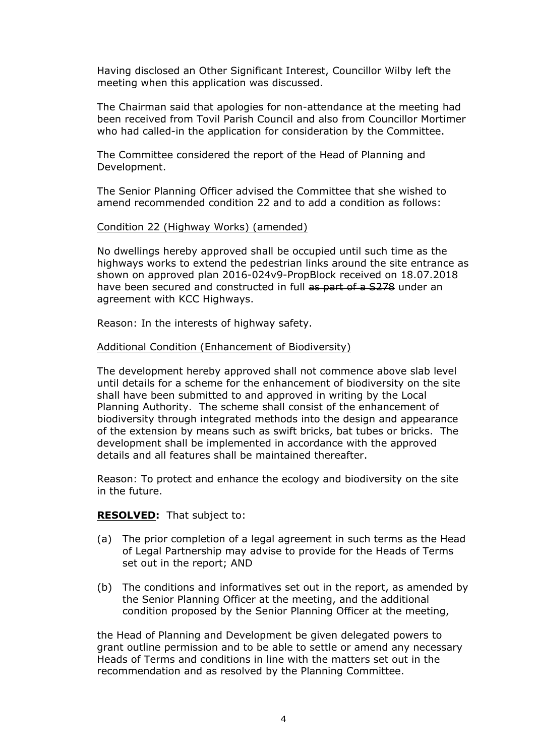Having disclosed an Other Significant Interest, Councillor Wilby left the meeting when this application was discussed.

The Chairman said that apologies for non-attendance at the meeting had been received from Tovil Parish Council and also from Councillor Mortimer who had called-in the application for consideration by the Committee.

The Committee considered the report of the Head of Planning and Development.

The Senior Planning Officer advised the Committee that she wished to amend recommended condition 22 and to add a condition as follows:

<u>Condition 22 (Highway Works) (amended)</u>

No dwellings hereby approved shall be occupied until such time as the highways works to extend the pedestrian links around the site entrance as shown on approved plan 2016-024v9-PropBlock received on 18.07.2018 have been secured and constructed in full ~~as part of a S278~~ under an agreement with KCC Highways.

Reason: In the interests of highway safety.

<u>Additional Condition (Enhancement of Biodiversity)</u>

The development hereby approved shall not commence above slab level until details for a scheme for the enhancement of biodiversity on the site shall have been submitted to and approved in writing by the Local Planning Authority. The scheme shall consist of the enhancement of biodiversity through integrated methods into the design and appearance of the extension by means such as swift bricks, bat tubes or bricks. The development shall be implemented in accordance with the approved details and all features shall be maintained thereafter.

Reason: To protect and enhance the ecology and biodiversity on the site in the future.

**<u>RESOLVED</u>:** That subject to:

(a) The prior completion of a legal agreement in such terms as the Head of Legal Partnership may advise to provide for the Heads of Terms set out in the report; AND

(b) The conditions and informatives set out in the report, as amended by the Senior Planning Officer at the meeting, and the additional condition proposed by the Senior Planning Officer at the meeting,

the Head of Planning and Development be given delegated powers to grant outline permission and to be able to settle or amend any necessary Heads of Terms and conditions in line with the matters set out in the recommendation and as resolved by the Planning Committee.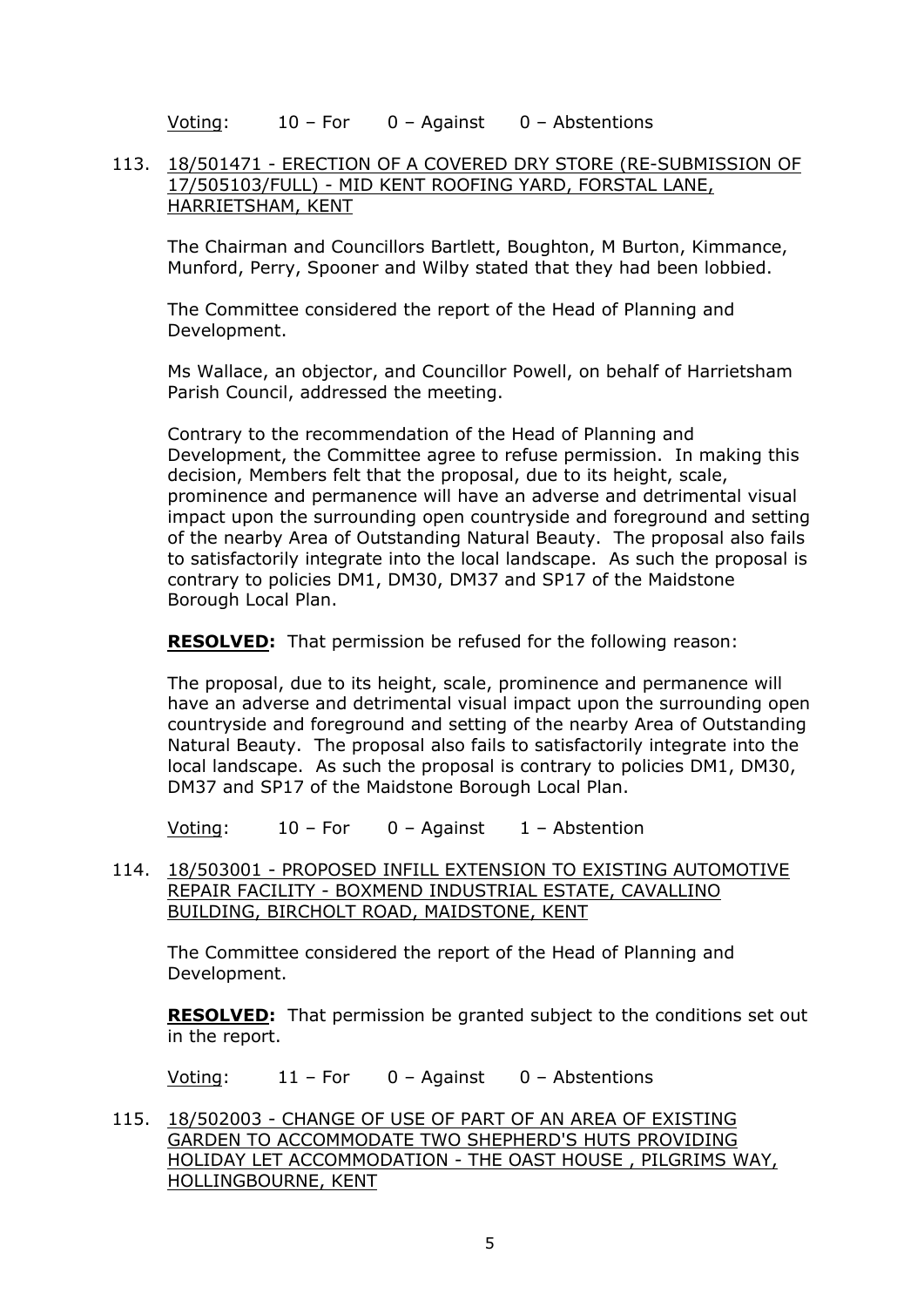Voting: 10 – For 0 – Against 0 – Abstentions

113. 18/501471 - ERECTION OF A COVERED DRY STORE (RE-SUBMISSION OF 17/505103/FULL) - MID KENT ROOFING YARD, FORSTAL LANE, HARRIETSHAM, KENT

The Chairman and Councillors Bartlett, Boughton, M Burton, Kimmance, Munford, Perry, Spooner and Wilby stated that they had been lobbied.

The Committee considered the report of the Head of Planning and Development.

Ms Wallace, an objector, and Councillor Powell, on behalf of Harrietsham Parish Council, addressed the meeting.

Contrary to the recommendation of the Head of Planning and Development, the Committee agree to refuse permission. In making this decision, Members felt that the proposal, due to its height, scale, prominence and permanence will have an adverse and detrimental visual impact upon the surrounding open countryside and foreground and setting of the nearby Area of Outstanding Natural Beauty. The proposal also fails to satisfactorily integrate into the local landscape. As such the proposal is contrary to policies DM1, DM30, DM37 and SP17 of the Maidstone Borough Local Plan.

**RESOLVED:** That permission be refused for the following reason:

The proposal, due to its height, scale, prominence and permanence will have an adverse and detrimental visual impact upon the surrounding open countryside and foreground and setting of the nearby Area of Outstanding Natural Beauty. The proposal also fails to satisfactorily integrate into the local landscape. As such the proposal is contrary to policies DM1, DM30, DM37 and SP17 of the Maidstone Borough Local Plan.

Voting: 10 – For 0 – Against 1 – Abstention

114. 18/503001 - PROPOSED INFILL EXTENSION TO EXISTING AUTOMOTIVE REPAIR FACILITY - BOXMEND INDUSTRIAL ESTATE, CAVALLINO BUILDING, BIRCHOLT ROAD, MAIDSTONE, KENT

The Committee considered the report of the Head of Planning and Development.

**RESOLVED:** That permission be granted subject to the conditions set out in the report.

Voting: 11 – For 0 – Against 0 – Abstentions

115. 18/502003 - CHANGE OF USE OF PART OF AN AREA OF EXISTING GARDEN TO ACCOMMODATE TWO SHEPHERD'S HUTS PROVIDING HOLIDAY LET ACCOMMODATION - THE OAST HOUSE , PILGRIMS WAY, HOLLINGBOURNE, KENT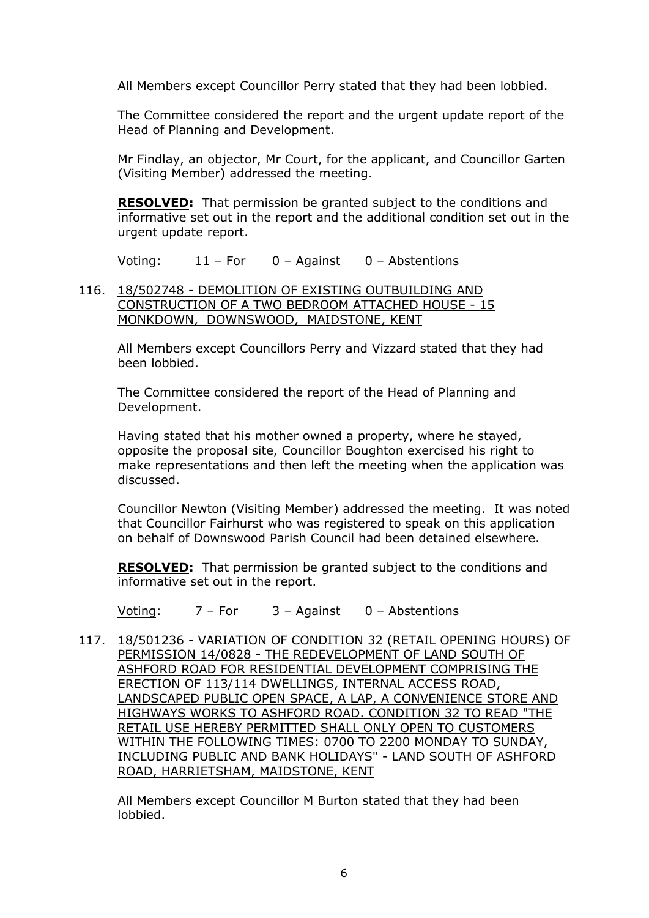All Members except Councillor Perry stated that they had been lobbied.

The Committee considered the report and the urgent update report of the Head of Planning and Development.

Mr Findlay, an objector, Mr Court, for the applicant, and Councillor Garten (Visiting Member) addressed the meeting.

**RESOLVED:** That permission be granted subject to the conditions and informative set out in the report and the additional condition set out in the urgent update report.

Voting: 11 – For 0 – Against 0 – Abstentions

116. 18/502748 - DEMOLITION OF EXISTING OUTBUILDING AND CONSTRUCTION OF A TWO BEDROOM ATTACHED HOUSE - 15 MONKDOWN, DOWNSWOOD, MAIDSTONE, KENT

All Members except Councillors Perry and Vizzard stated that they had been lobbied.

The Committee considered the report of the Head of Planning and Development.

Having stated that his mother owned a property, where he stayed, opposite the proposal site, Councillor Boughton exercised his right to make representations and then left the meeting when the application was discussed.

Councillor Newton (Visiting Member) addressed the meeting. It was noted that Councillor Fairhurst who was registered to speak on this application on behalf of Downswood Parish Council had been detained elsewhere.

**RESOLVED:** That permission be granted subject to the conditions and informative set out in the report.

Voting: 7 – For 3 – Against 0 – Abstentions

117. 18/501236 - VARIATION OF CONDITION 32 (RETAIL OPENING HOURS) OF PERMISSION 14/0828 - THE REDEVELOPMENT OF LAND SOUTH OF ASHFORD ROAD FOR RESIDENTIAL DEVELOPMENT COMPRISING THE ERECTION OF 113/114 DWELLINGS, INTERNAL ACCESS ROAD, LANDSCAPED PUBLIC OPEN SPACE, A LAP, A CONVENIENCE STORE AND HIGHWAYS WORKS TO ASHFORD ROAD. CONDITION 32 TO READ "THE RETAIL USE HEREBY PERMITTED SHALL ONLY OPEN TO CUSTOMERS WITHIN THE FOLLOWING TIMES: 0700 TO 2200 MONDAY TO SUNDAY, INCLUDING PUBLIC AND BANK HOLIDAYS" - LAND SOUTH OF ASHFORD ROAD, HARRIETSHAM, MAIDSTONE, KENT

All Members except Councillor M Burton stated that they had been lobbied.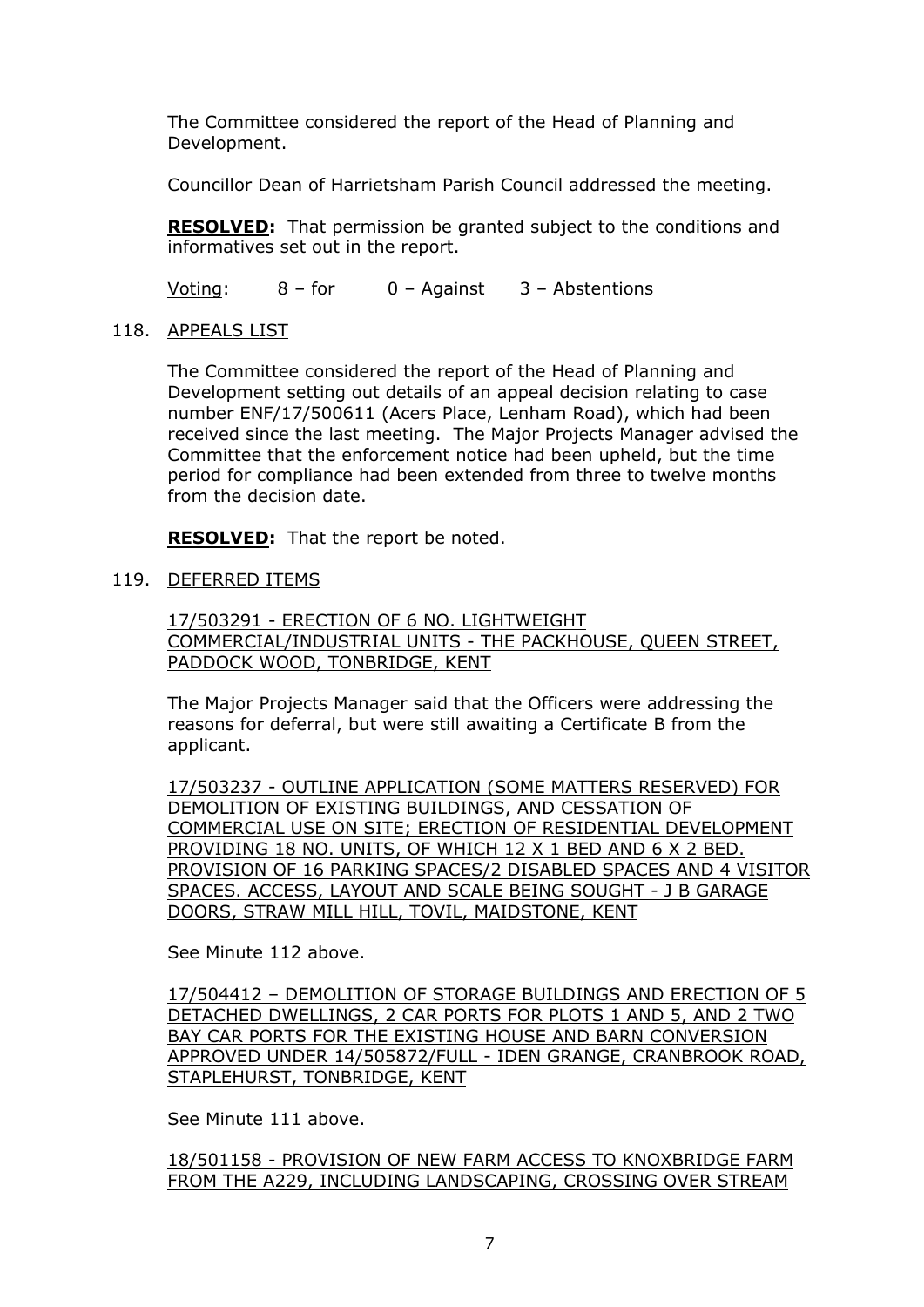The Committee considered the report of the Head of Planning and Development.

Councillor Dean of Harrietsham Parish Council addressed the meeting.

**RESOLVED:** That permission be granted subject to the conditions and informatives set out in the report.

Voting: 8 – for 0 – Against 3 – Abstentions

118. APPEALS LIST

The Committee considered the report of the Head of Planning and Development setting out details of an appeal decision relating to case number ENF/17/500611 (Acers Place, Lenham Road), which had been received since the last meeting. The Major Projects Manager advised the Committee that the enforcement notice had been upheld, but the time period for compliance had been extended from three to twelve months from the decision date.

**RESOLVED:** That the report be noted.

119. DEFERRED ITEMS

17/503291 - ERECTION OF 6 NO. LIGHTWEIGHT COMMERCIAL/INDUSTRIAL UNITS - THE PACKHOUSE, QUEEN STREET, PADDOCK WOOD, TONBRIDGE, KENT

The Major Projects Manager said that the Officers were addressing the reasons for deferral, but were still awaiting a Certificate B from the applicant.

17/503237 - OUTLINE APPLICATION (SOME MATTERS RESERVED) FOR DEMOLITION OF EXISTING BUILDINGS, AND CESSATION OF COMMERCIAL USE ON SITE; ERECTION OF RESIDENTIAL DEVELOPMENT PROVIDING 18 NO. UNITS, OF WHICH 12 X 1 BED AND 6 X 2 BED. PROVISION OF 16 PARKING SPACES/2 DISABLED SPACES AND 4 VISITOR SPACES. ACCESS, LAYOUT AND SCALE BEING SOUGHT - J B GARAGE DOORS, STRAW MILL HILL, TOVIL, MAIDSTONE, KENT

See Minute 112 above.

17/504412 – DEMOLITION OF STORAGE BUILDINGS AND ERECTION OF 5 DETACHED DWELLINGS, 2 CAR PORTS FOR PLOTS 1 AND 5, AND 2 TWO BAY CAR PORTS FOR THE EXISTING HOUSE AND BARN CONVERSION APPROVED UNDER 14/505872/FULL - IDEN GRANGE, CRANBROOK ROAD, STAPLEHURST, TONBRIDGE, KENT

See Minute 111 above.

18/501158 - PROVISION OF NEW FARM ACCESS TO KNOXBRIDGE FARM FROM THE A229, INCLUDING LANDSCAPING, CROSSING OVER STREAM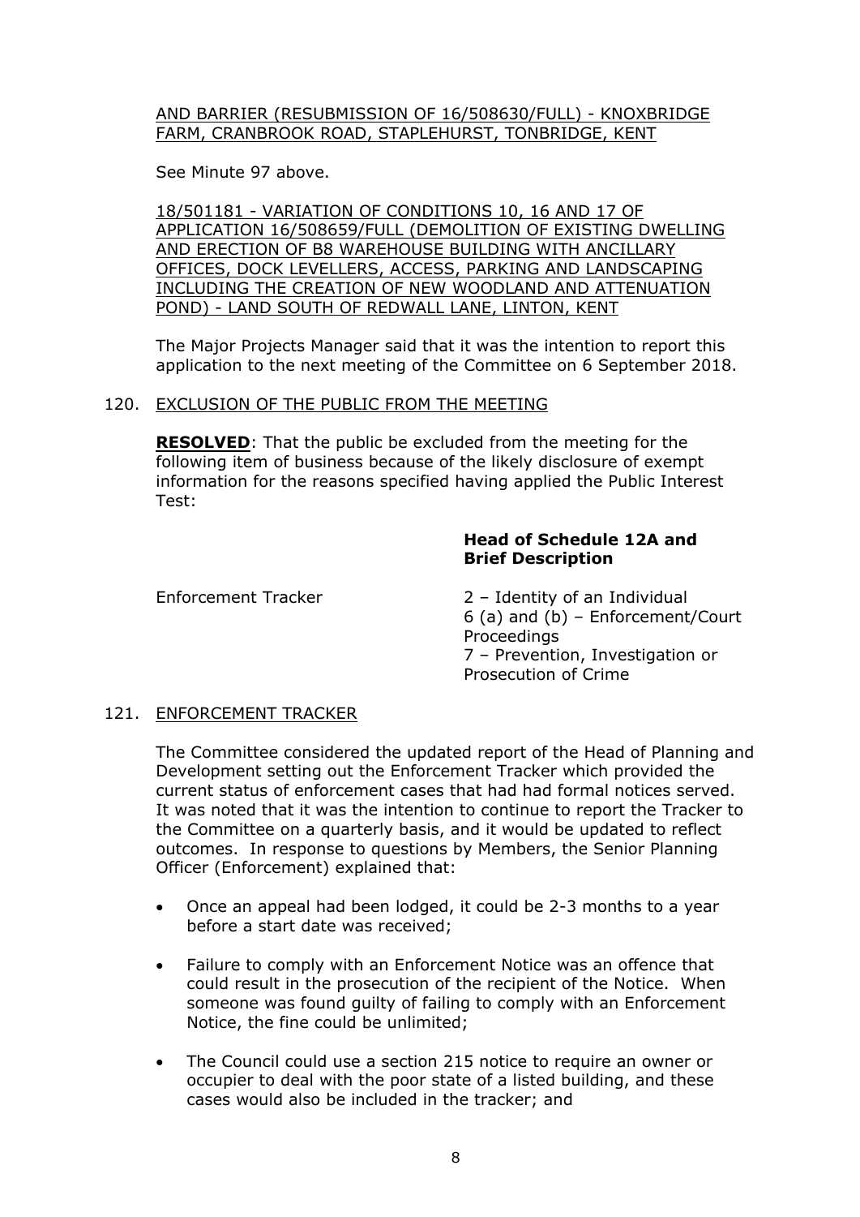AND BARRIER (RESUBMISSION OF 16/508630/FULL) - KNOXBRIDGE FARM, CRANBROOK ROAD, STAPLEHURST, TONBRIDGE, KENT

See Minute 97 above.

18/501181 - VARIATION OF CONDITIONS 10, 16 AND 17 OF APPLICATION 16/508659/FULL (DEMOLITION OF EXISTING DWELLING AND ERECTION OF B8 WAREHOUSE BUILDING WITH ANCILLARY OFFICES, DOCK LEVELLERS, ACCESS, PARKING AND LANDSCAPING INCLUDING THE CREATION OF NEW WOODLAND AND ATTENUATION POND) - LAND SOUTH OF REDWALL LANE, LINTON, KENT

The Major Projects Manager said that it was the intention to report this application to the next meeting of the Committee on 6 September 2018.

120. EXCLUSION OF THE PUBLIC FROM THE MEETING

**RESOLVED**: That the public be excluded from the meeting for the following item of business because of the likely disclosure of exempt information for the reasons specified having applied the Public Interest Test:

| | **Head of Schedule 12A and Brief Description** |
|---|---|
| Enforcement Tracker | 2 – Identity of an Individual<br>6 (a) and (b) – Enforcement/Court Proceedings<br>7 – Prevention, Investigation or Prosecution of Crime |

121. ENFORCEMENT TRACKER

The Committee considered the updated report of the Head of Planning and Development setting out the Enforcement Tracker which provided the current status of enforcement cases that had had formal notices served. It was noted that it was the intention to continue to report the Tracker to the Committee on a quarterly basis, and it would be updated to reflect outcomes. In response to questions by Members, the Senior Planning Officer (Enforcement) explained that:

- Once an appeal had been lodged, it could be 2-3 months to a year before a start date was received;
- Failure to comply with an Enforcement Notice was an offence that could result in the prosecution of the recipient of the Notice. When someone was found guilty of failing to comply with an Enforcement Notice, the fine could be unlimited;
- The Council could use a section 215 notice to require an owner or occupier to deal with the poor state of a listed building, and these cases would also be included in the tracker; and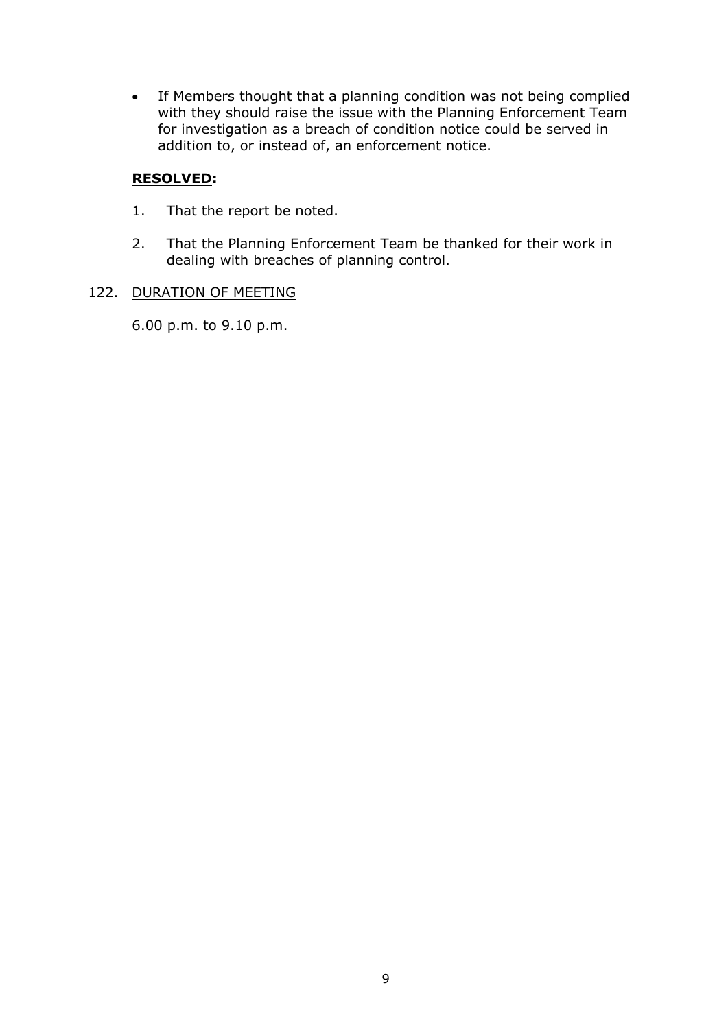- If Members thought that a planning condition was not being complied with they should raise the issue with the Planning Enforcement Team for investigation as a breach of condition notice could be served in addition to, or instead of, an enforcement notice.

**RESOLVED:**

1. That the report be noted.

2. That the Planning Enforcement Team be thanked for their work in dealing with breaches of planning control.

122. DURATION OF MEETING

6.00 p.m. to 9.10 p.m.